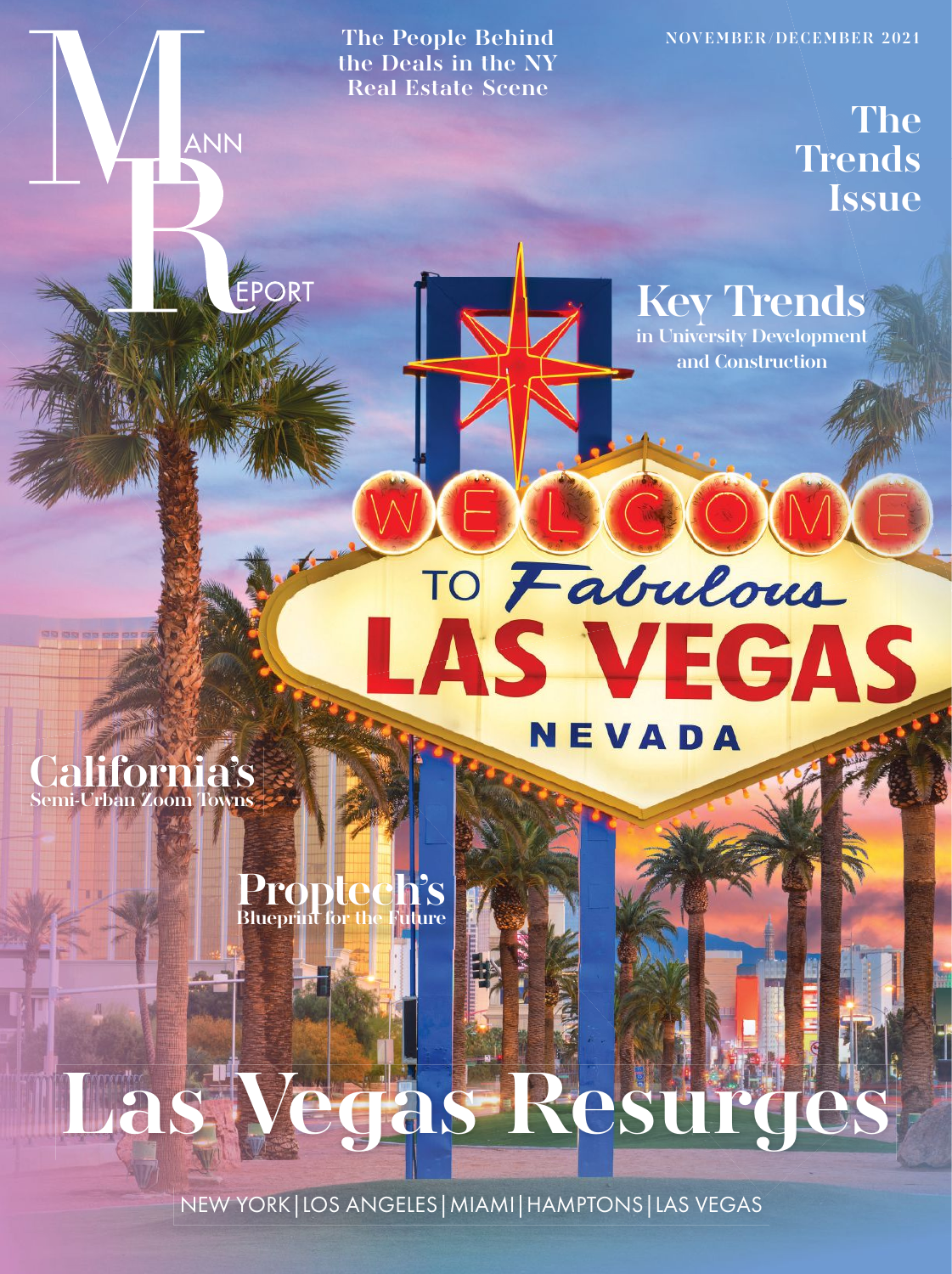# Mann Report

The People Behind the Deals in the NY Real Estate Scene

NOVEMBER/DECEMBER 2021

## The Trends Issue

**Key Trends** in University Development and Construction

**California's** Semi-Urban Zoom Towns

**Proptech's** Blueprint for the Future

# Las Vegas Resurges

NEW YORK | LOS ANGELES | MIAMI | HAMPTONS | LAS VEGAS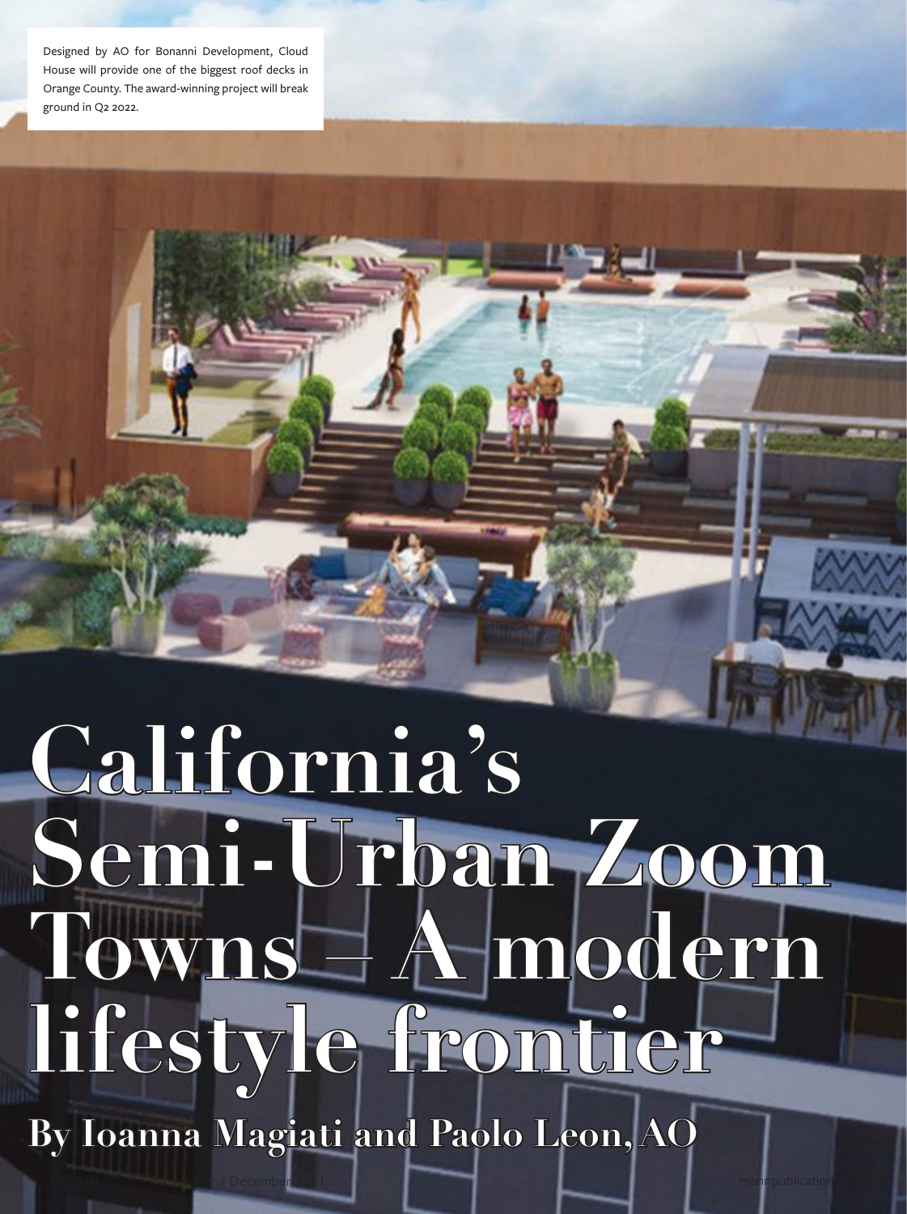Designed by AO for Bonanni Development, Cloud House will provide one of the biggest roof decks in Orange County. The award-winning project will break ground in Q2 2022.

# California's Semi-Urban Zoom Towns – A modern lifestyle frontier

**By Ioanna Magiati and Paolo Leon, AO**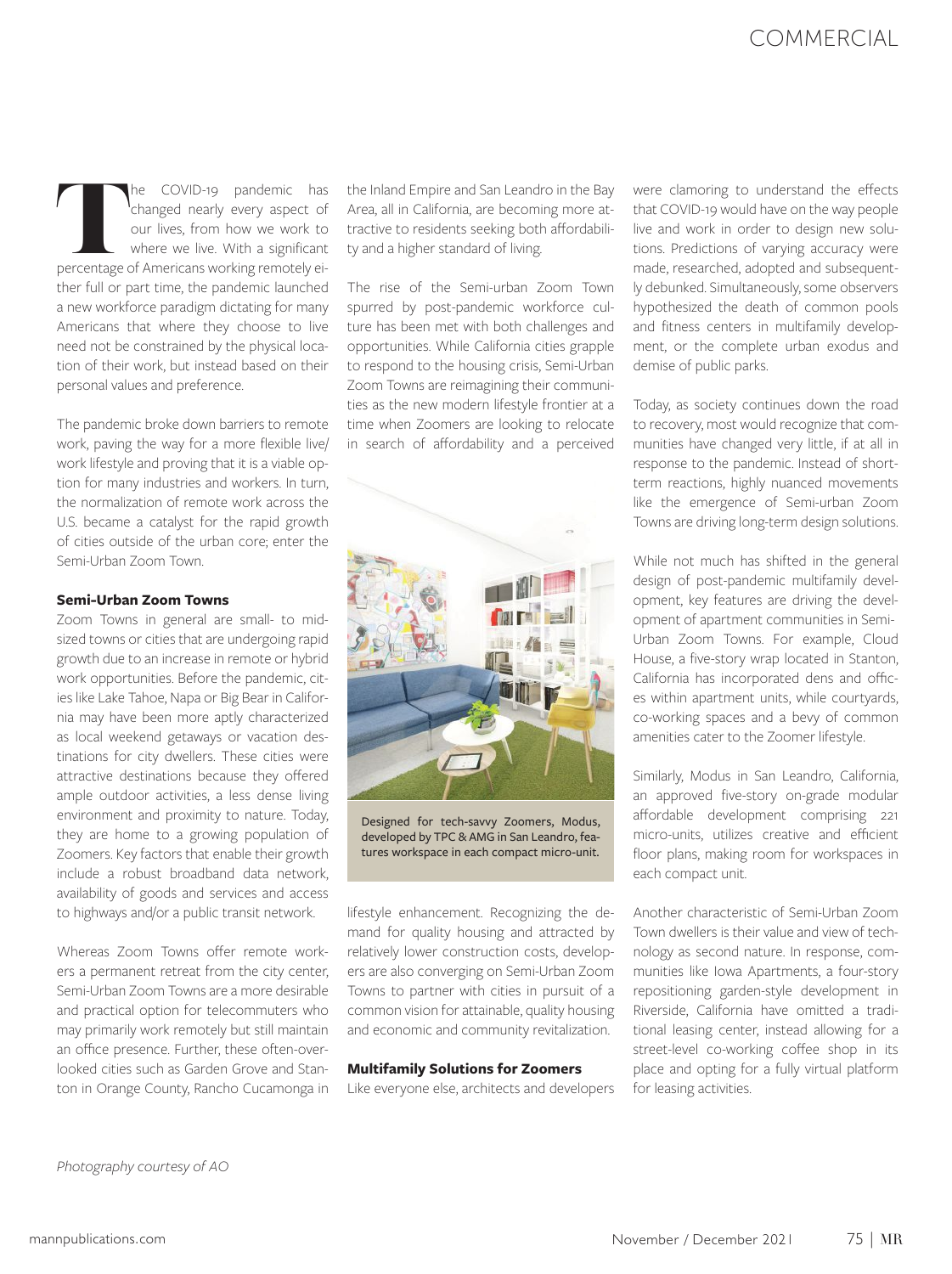The COVID-19 pandemic has changed nearly every aspect of our lives, from how we work to where we live. With a significant percentage of Americans working remotely either full or part time, the pandemic launched a new workforce paradigm dictating for many Americans that where they choose to live need not be constrained by the physical location of their work, but instead based on their personal values and preference.

The pandemic broke down barriers to remote work, paving the way for a more flexible live/work lifestyle and proving that it is a viable option for many industries and workers. In turn, the normalization of remote work across the U.S. became a catalyst for the rapid growth of cities outside of the urban core; enter the Semi-Urban Zoom Town.

**Semi-Urban Zoom Towns**

Zoom Towns in general are small- to mid-sized towns or cities that are undergoing rapid growth due to an increase in remote or hybrid work opportunities. Before the pandemic, cities like Lake Tahoe, Napa or Big Bear in California may have been more aptly characterized as local weekend getaways or vacation destinations for city dwellers. These cities were attractive destinations because they offered ample outdoor activities, a less dense living environment and proximity to nature. Today, they are home to a growing population of Zoomers. Key factors that enable their growth include a robust broadband data network, availability of goods and services and access to highways and/or a public transit network.

Whereas Zoom Towns offer remote workers a permanent retreat from the city center, Semi-Urban Zoom Towns are a more desirable and practical option for telecommuters who may primarily work remotely but still maintain an office presence. Further, these often-overlooked cities such as Garden Grove and Stanton in Orange County, Rancho Cucamonga in the Inland Empire and San Leandro in the Bay Area, all in California, are becoming more attractive to residents seeking both affordability and a higher standard of living.

The rise of the Semi-urban Zoom Town spurred by post-pandemic workforce culture has been met with both challenges and opportunities. While California cities grapple to respond to the housing crisis, Semi-Urban Zoom Towns are reimagining their communities as the new modern lifestyle frontier at a time when Zoomers are looking to relocate in search of affordability and a perceived lifestyle enhancement. Recognizing the demand for quality housing and attracted by relatively lower construction costs, developers are also converging on Semi-Urban Zoom Towns to partner with cities in pursuit of a common vision for attainable, quality housing and economic and community revitalization.

Designed for tech-savvy Zoomers, Modus, developed by TPC & AMG in San Leandro, features workspace in each compact micro-unit.

**Multifamily Solutions for Zoomers**

Like everyone else, architects and developers were clamoring to understand the effects that COVID-19 would have on the way people live and work in order to design new solutions. Predictions of varying accuracy were made, researched, adopted and subsequently debunked. Simultaneously, some observers hypothesized the death of common pools and fitness centers in multifamily development, or the complete urban exodus and demise of public parks.

Today, as society continues down the road to recovery, most would recognize that communities have changed very little, if at all in response to the pandemic. Instead of short-term reactions, highly nuanced movements like the emergence of Semi-urban Zoom Towns are driving long-term design solutions.

While not much has shifted in the general design of post-pandemic multifamily development, key features are driving the development of apartment communities in Semi-Urban Zoom Towns. For example, Cloud House, a five-story wrap located in Stanton, California has incorporated dens and offices within apartment units, while courtyards, co-working spaces and a bevy of common amenities cater to the Zoomer lifestyle.

Similarly, Modus in San Leandro, California, an approved five-story on-grade modular affordable development comprising 221 micro-units, utilizes creative and efficient floor plans, making room for workspaces in each compact unit.

Another characteristic of Semi-Urban Zoom Town dwellers is their value and view of technology as second nature. In response, communities like Iowa Apartments, a four-story repositioning garden-style development in Riverside, California have omitted a traditional leasing center, instead allowing for a street-level co-working coffee shop in its place and opting for a fully virtual platform for leasing activities.

*Photography courtesy of AO*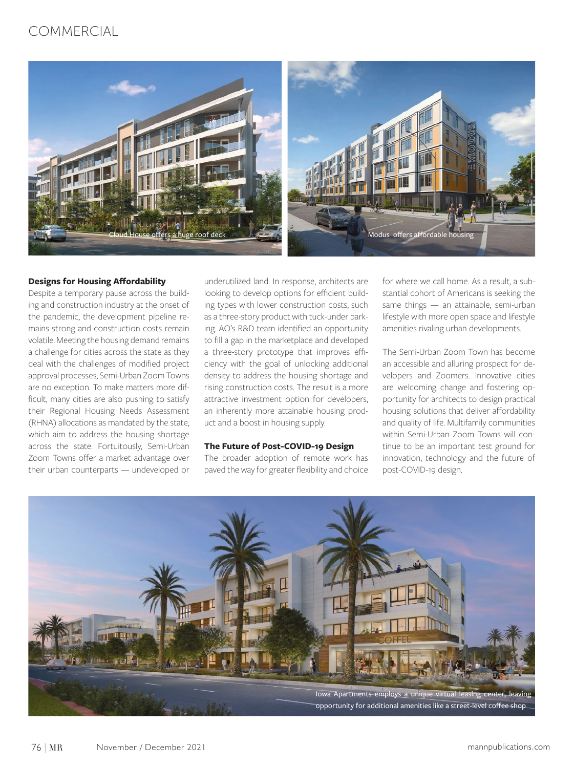Cloud House offers a huge roof deck

Modus offers affordable housing

### Designs for Housing Affordability

Despite a temporary pause across the building and construction industry at the onset of the pandemic, the development pipeline remains strong and construction costs remain volatile. Meeting the housing demand remains a challenge for cities across the state as they deal with the challenges of modified project approval processes; Semi-Urban Zoom Towns are no exception. To make matters more difficult, many cities are also pushing to satisfy their Regional Housing Needs Assessment (RHNA) allocations as mandated by the state, which aim to address the housing shortage across the state. Fortuitously, Semi-Urban Zoom Towns offer a market advantage over their urban counterparts — undeveloped or underutilized land. In response, architects are looking to develop options for efficient building types with lower construction costs, such as a three-story product with tuck-under parking. AO's R&D team identified an opportunity to fill a gap in the marketplace and developed a three-story prototype that improves efficiency with the goal of unlocking additional density to address the housing shortage and rising construction costs. The result is a more attractive investment option for developers, an inherently more attainable housing product and a boost in housing supply.

### The Future of Post-COVID-19 Design

The broader adoption of remote work has paved the way for greater flexibility and choice for where we call home. As a result, a substantial cohort of Americans is seeking the same things — an attainable, semi-urban lifestyle with more open space and lifestyle amenities rivaling urban developments.

The Semi-Urban Zoom Town has become an accessible and alluring prospect for developers and Zoomers. Innovative cities are welcoming change and fostering opportunity for architects to design practical housing solutions that deliver affordability and quality of life. Multifamily communities within Semi-Urban Zoom Towns will continue to be an important test ground for innovation, technology and the future of post-COVID-19 design.

Iowa Apartments employs a unique virtual leasing center, leaving opportunity for additional amenities like a street-level coffee shop